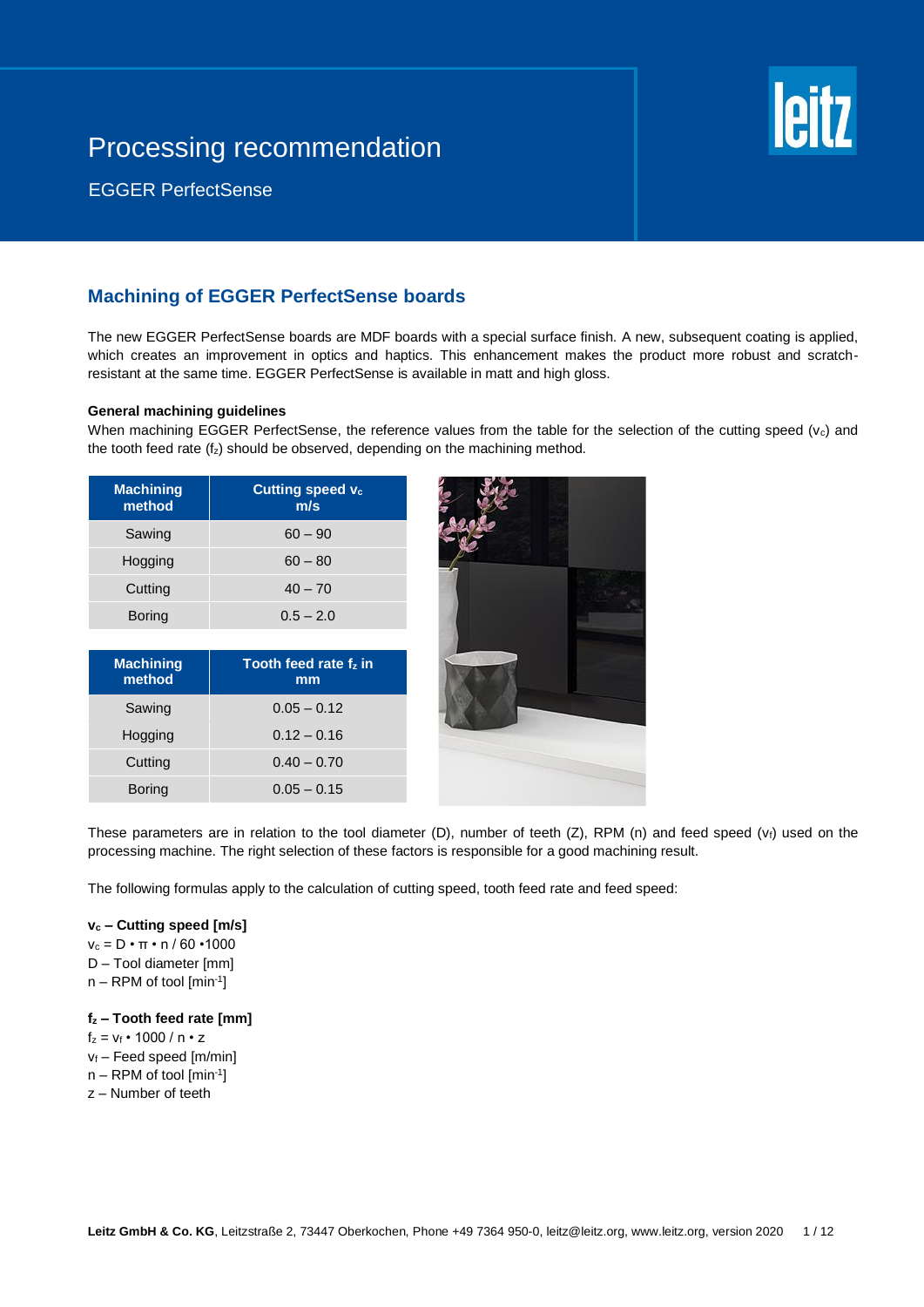# Processing recommendation

EGGER PerfectSense

## Machining of EGGER PerfectSense boards

The new EGGER PerfectSense boards are MDF boards with a special surface finish. A new, subsequent coating is applied, which creates an improvement in optics and haptics. This enhancement makes the product more robust and scratch-resistant at the same time. EGGER PerfectSense is available in matt and high gloss.

**General machining guidelines**

When machining EGGER PerfectSense, the reference values from the table for the selection of the cutting speed ($v_c$) and the tooth feed rate ($f_z$) should be observed, depending on the machining method.

| Machining method | Cutting speed $v_c$ m/s |
|---|---|
| Sawing | 60 – 90 |
| Hogging | 60 – 80 |
| Cutting | 40 – 70 |
| Boring | 0.5 – 2.0 |

| Machining method | Tooth feed rate $f_z$ in mm |
|---|---|
| Sawing | 0.05 – 0.12 |
| Hogging | 0.12 – 0.16 |
| Cutting | 0.40 – 0.70 |
| Boring | 0.05 – 0.15 |

These parameters are in relation to the tool diameter (D), number of teeth (Z), RPM (n) and feed speed ($v_f$) used on the processing machine. The right selection of these factors is responsible for a good machining result.

The following formulas apply to the calculation of cutting speed, tooth feed rate and feed speed:

**$v_c$ – Cutting speed [m/s]**

$v_c = D \cdot \pi \cdot n / 60 \cdot 1000$

D – Tool diameter [mm]

n – RPM of tool [$min^{-1}$]

**$f_z$ – Tooth feed rate [mm]**

$f_z = v_f \cdot 1000 / n \cdot z$

$v_f$ – Feed speed [m/min]

n – RPM of tool [$min^{-1}$]

z – Number of teeth

**Leitz GmbH & Co. KG**, Leitzstraße 2, 73447 Oberkochen, Phone +49 7364 950-0, leitz@leitz.org, www.leitz.org, version 2020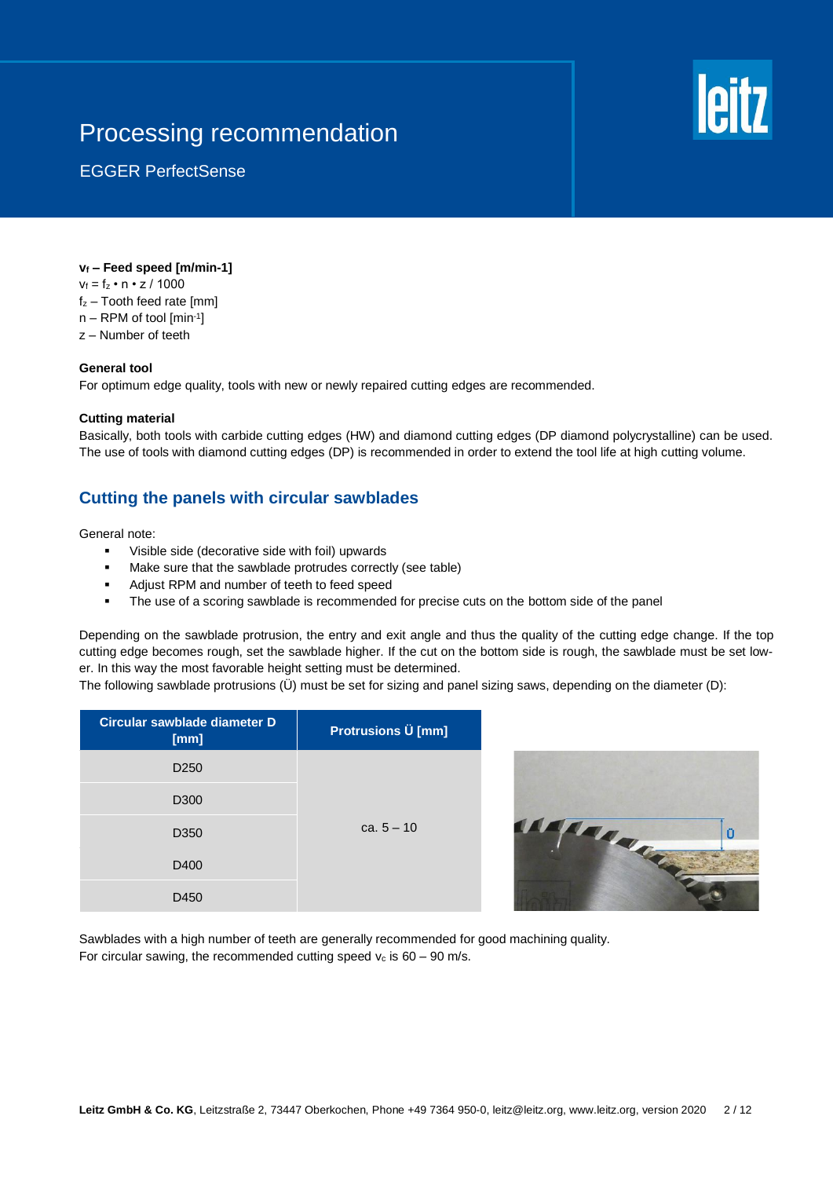# Processing recommendation

EGGER PerfectSense

**$v_f$ – Feed speed [m/min-1]**
$v_f = f_z \cdot n \cdot z / 1000$
$f_z$ – Tooth feed rate [mm]
n – RPM of tool [$min^{-1}$]
z – Number of teeth

**General tool**
For optimum edge quality, tools with new or newly repaired cutting edges are recommended.

**Cutting material**
Basically, both tools with carbide cutting edges (HW) and diamond cutting edges (DP diamond polycrystalline) can be used. The use of tools with diamond cutting edges (DP) is recommended in order to extend the tool life at high cutting volume.

## Cutting the panels with circular sawblades

General note:

- Visible side (decorative side with foil) upwards
- Make sure that the sawblade protrudes correctly (see table)
- Adjust RPM and number of teeth to feed speed
- The use of a scoring sawblade is recommended for precise cuts on the bottom side of the panel

Depending on the sawblade protrusion, the entry and exit angle and thus the quality of the cutting edge change. If the top cutting edge becomes rough, set the sawblade higher. If the cut on the bottom side is rough, the sawblade must be set lower. In this way the most favorable height setting must be determined.
The following sawblade protrusions (Ü) must be set for sizing and panel sizing saws, depending on the diameter (D):

| Circular sawblade diameter D [mm] | Protrusions Ü [mm] |
|---|---|
| D250 | ca. 5 – 10 |
| D300 | |
| D350 | |
| D400 | |
| D450 | |

Sawblades with a high number of teeth are generally recommended for good machining quality.
For circular sawing, the recommended cutting speed $v_c$ is 60 – 90 m/s.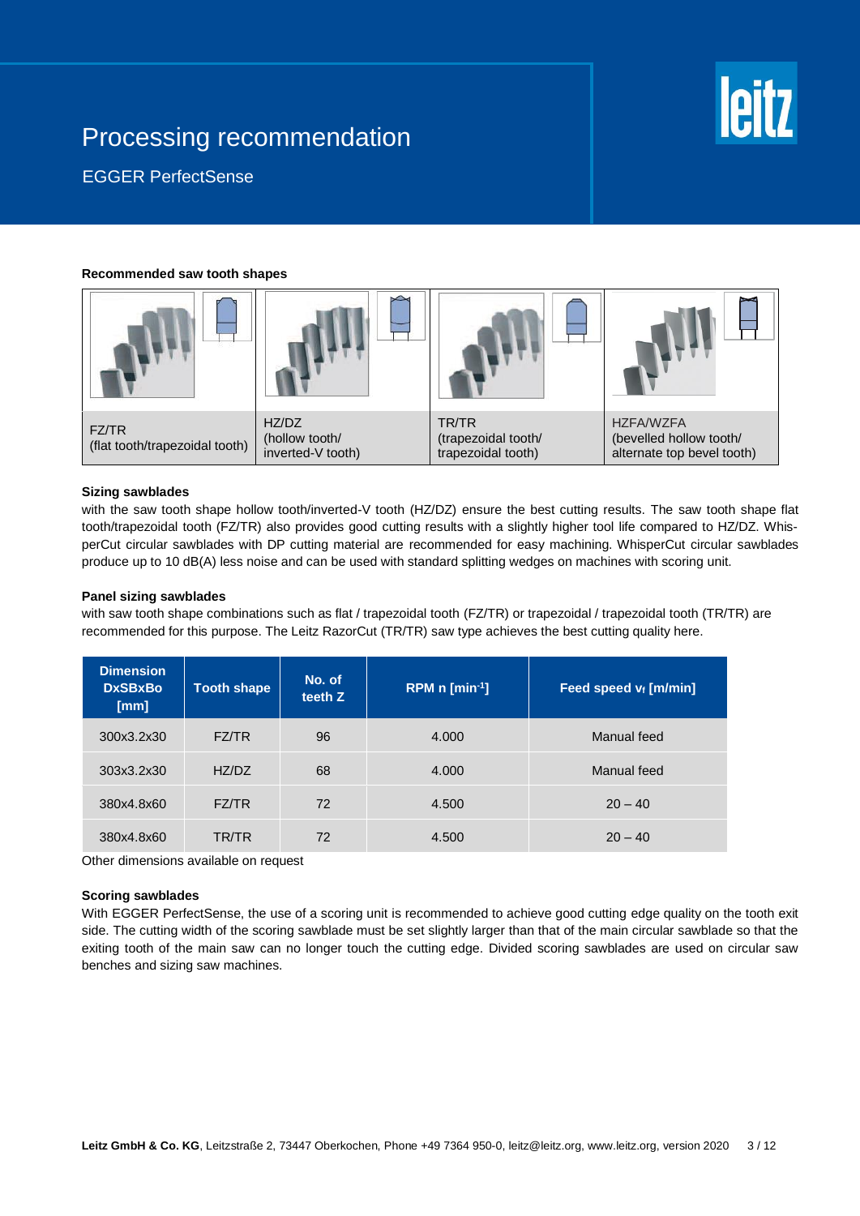# Processing recommendation

## EGGER PerfectSense

**Recommended saw tooth shapes**

| FZ/TR (flat tooth/trapezoidal tooth) | HZ/DZ (hollow tooth/ inverted-V tooth) | TR/TR (trapezoidal tooth/ trapezoidal tooth) | HZFA/WZFA (bevelled hollow tooth/ alternate top bevel tooth) |
|---|---|---|---|

**Sizing sawblades**

with the saw tooth shape hollow tooth/inverted-V tooth (HZ/DZ) ensure the best cutting results. The saw tooth shape flat tooth/trapezoidal tooth (FZ/TR) also provides good cutting results with a slightly higher tool life compared to HZ/DZ. WhisperCut circular sawblades with DP cutting material are recommended for easy machining. WhisperCut circular sawblades produce up to 10 dB(A) less noise and can be used with standard splitting wedges on machines with scoring unit.

**Panel sizing sawblades**

with saw tooth shape combinations such as flat / trapezoidal tooth (FZ/TR) or trapezoidal / trapezoidal tooth (TR/TR) are recommended for this purpose. The Leitz RazorCut (TR/TR) saw type achieves the best cutting quality here.

| Dimension DxSBxBo [mm] | Tooth shape | No. of teeth Z | RPM n [min$^{-1}$] | Feed speed $v_f$ [m/min] |
|---|---|---|---|---|
| 300x3.2x30 | FZ/TR | 96 | 4.000 | Manual feed |
| 303x3.2x30 | HZ/DZ | 68 | 4.000 | Manual feed |
| 380x4.8x60 | FZ/TR | 72 | 4.500 | 20 – 40 |
| 380x4.8x60 | TR/TR | 72 | 4.500 | 20 – 40 |

Other dimensions available on request

**Scoring sawblades**

With EGGER PerfectSense, the use of a scoring unit is recommended to achieve good cutting edge quality on the tooth exit side. The cutting width of the scoring sawblade must be set slightly larger than that of the main circular sawblade so that the exiting tooth of the main saw can no longer touch the cutting edge. Divided scoring sawblades are used on circular saw benches and sizing saw machines.

**Leitz GmbH & Co. KG**, Leitzstraße 2, 73447 Oberkochen, Phone +49 7364 950-0, leitz@leitz.org, www.leitz.org, version 2020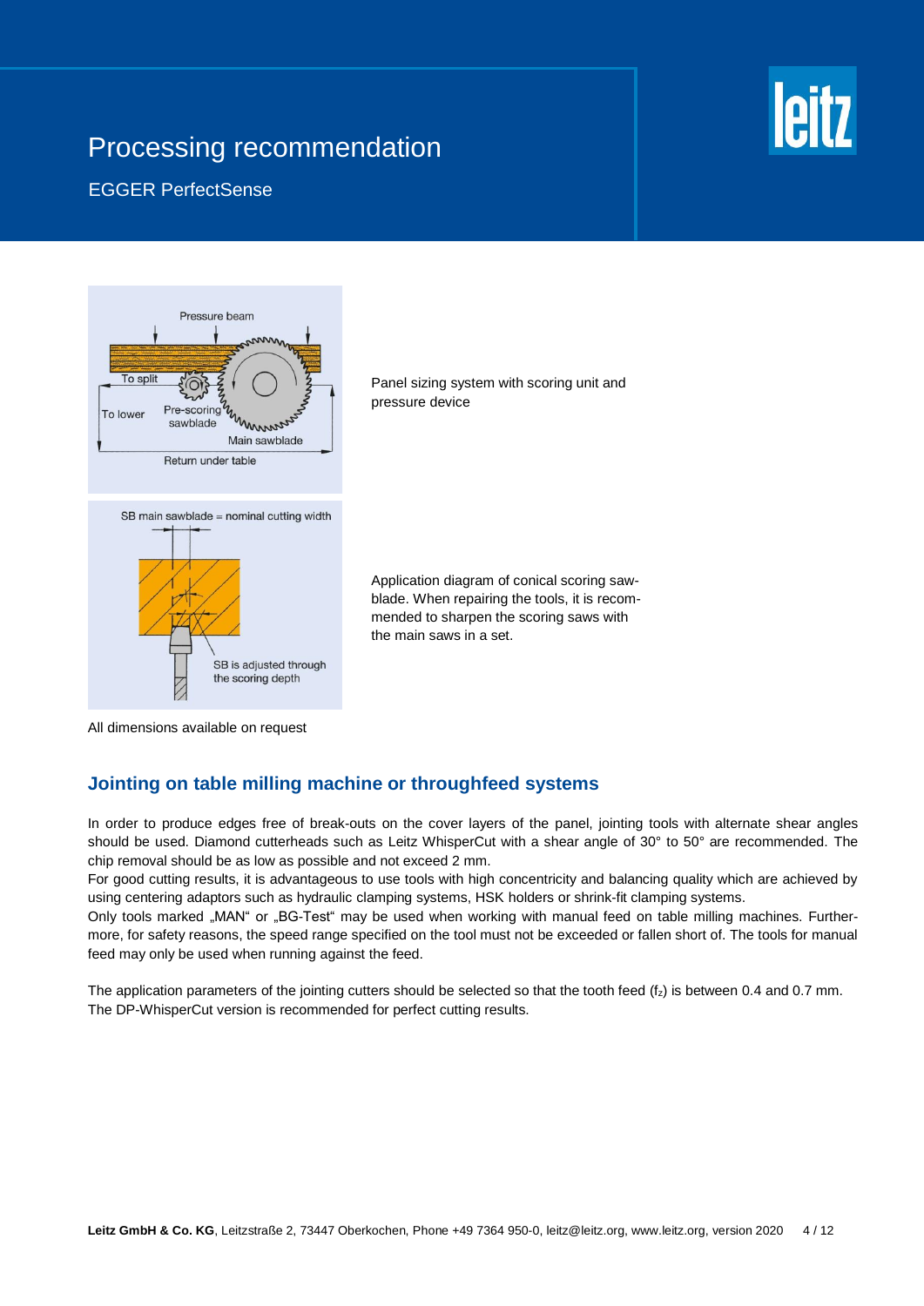# Processing recommendation

EGGER PerfectSense

Panel sizing system with scoring unit and pressure device

Application diagram of conical scoring sawblade. When repairing the tools, it is recommended to sharpen the scoring saws with the main saws in a set.

All dimensions available on request

## Jointing on table milling machine or throughfeed systems

In order to produce edges free of break-outs on the cover layers of the panel, jointing tools with alternate shear angles should be used. Diamond cutterheads such as Leitz WhisperCut with a shear angle of 30° to 50° are recommended. The chip removal should be as low as possible and not exceed 2 mm.

For good cutting results, it is advantageous to use tools with high concentricity and balancing quality which are achieved by using centering adaptors such as hydraulic clamping systems, HSK holders or shrink-fit clamping systems.

Only tools marked „MAN" or „BG-Test" may be used when working with manual feed on table milling machines. Furthermore, for safety reasons, the speed range specified on the tool must not be exceeded or fallen short of. The tools for manual feed may only be used when running against the feed.

The application parameters of the jointing cutters should be selected so that the tooth feed ($f_z$) is between 0.4 and 0.7 mm. The DP-WhisperCut version is recommended for perfect cutting results.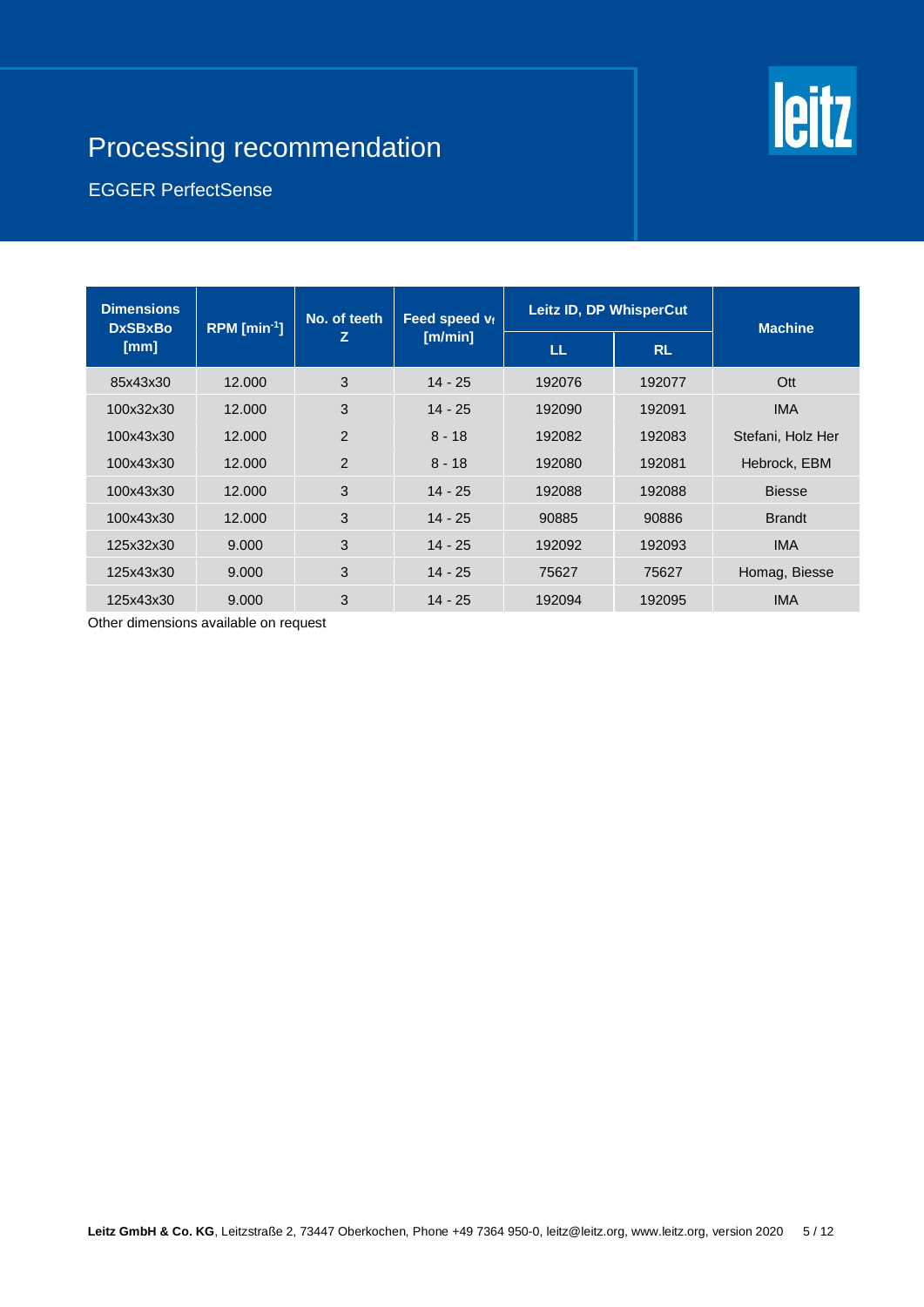# Processing recommendation

EGGER PerfectSense

| Dimensions DxSBxBo [mm] | RPM [min$^{-1}$] | No. of teeth Z | Feed speed $v_f$ [m/min] | Leitz ID, DP WhisperCut | | Machine |
|---|---|---|---|---|---|---|
| | | | | LL | RL | |
| 85x43x30 | 12.000 | 3 | 14 - 25 | 192076 | 192077 | Ott |
| 100x32x30 | 12.000 | 3 | 14 - 25 | 192090 | 192091 | IMA |
| 100x43x30 | 12.000 | 2 | 8 - 18 | 192082 | 192083 | Stefani, Holz Her |
| 100x43x30 | 12.000 | 2 | 8 - 18 | 192080 | 192081 | Hebrock, EBM |
| 100x43x30 | 12.000 | 3 | 14 - 25 | 192088 | 192088 | Biesse |
| 100x43x30 | 12.000 | 3 | 14 - 25 | 90885 | 90886 | Brandt |
| 125x32x30 | 9.000 | 3 | 14 - 25 | 192092 | 192093 | IMA |
| 125x43x30 | 9.000 | 3 | 14 - 25 | 75627 | 75627 | Homag, Biesse |
| 125x43x30 | 9.000 | 3 | 14 - 25 | 192094 | 192095 | IMA |

Other dimensions available on request

**Leitz GmbH & Co. KG**, Leitzstraße 2, 73447 Oberkochen, Phone +49 7364 950-0, leitz@leitz.org, www.leitz.org, version 2020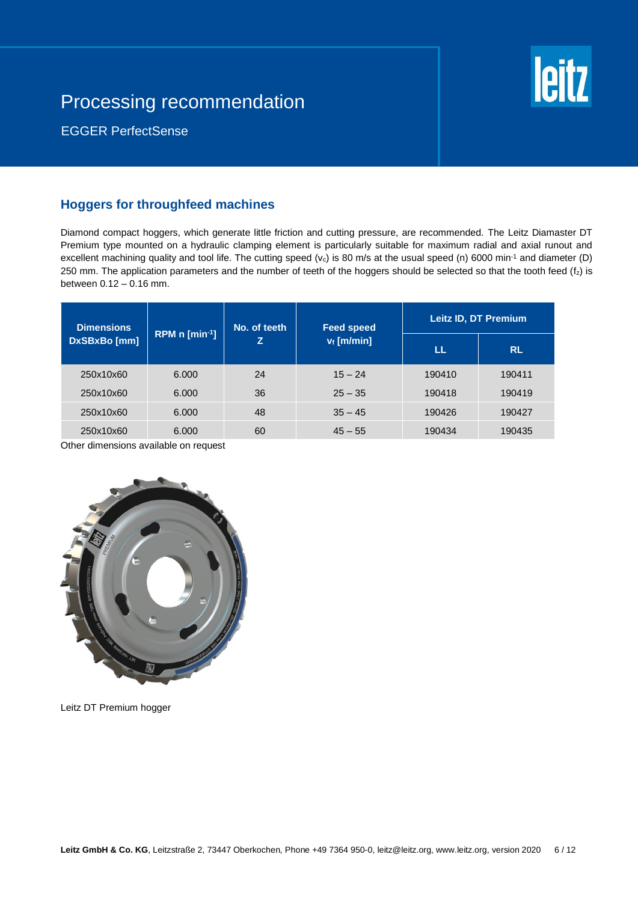# Processing recommendation

EGGER PerfectSense

## Hoggers for throughfeed machines

Diamond compact hoggers, which generate little friction and cutting pressure, are recommended. The Leitz Diamaster DT Premium type mounted on a hydraulic clamping element is particularly suitable for maximum radial and axial runout and excellent machining quality and tool life. The cutting speed ($v_c$) is 80 m/s at the usual speed (n) 6000 min$^{-1}$ and diameter (D) 250 mm. The application parameters and the number of teeth of the hoggers should be selected so that the tooth feed ($f_z$) is between 0.12 – 0.16 mm.

| Dimensions DxSBxBo [mm] | RPM n [min$^{-1}$] | No. of teeth Z | Feed speed $v_f$ [m/min] | Leitz ID, DT Premium | |
|---|---|---|---|---|---|
| | | | | LL | RL |
| 250x10x60 | 6.000 | 24 | 15 – 24 | 190410 | 190411 |
| 250x10x60 | 6.000 | 36 | 25 – 35 | 190418 | 190419 |
| 250x10x60 | 6.000 | 48 | 35 – 45 | 190426 | 190427 |
| 250x10x60 | 6.000 | 60 | 45 – 55 | 190434 | 190435 |

Other dimensions available on request

Leitz DT Premium hogger

**Leitz GmbH & Co. KG**, Leitzstraße 2, 73447 Oberkochen, Phone +49 7364 950-0, leitz@leitz.org, www.leitz.org, version 2020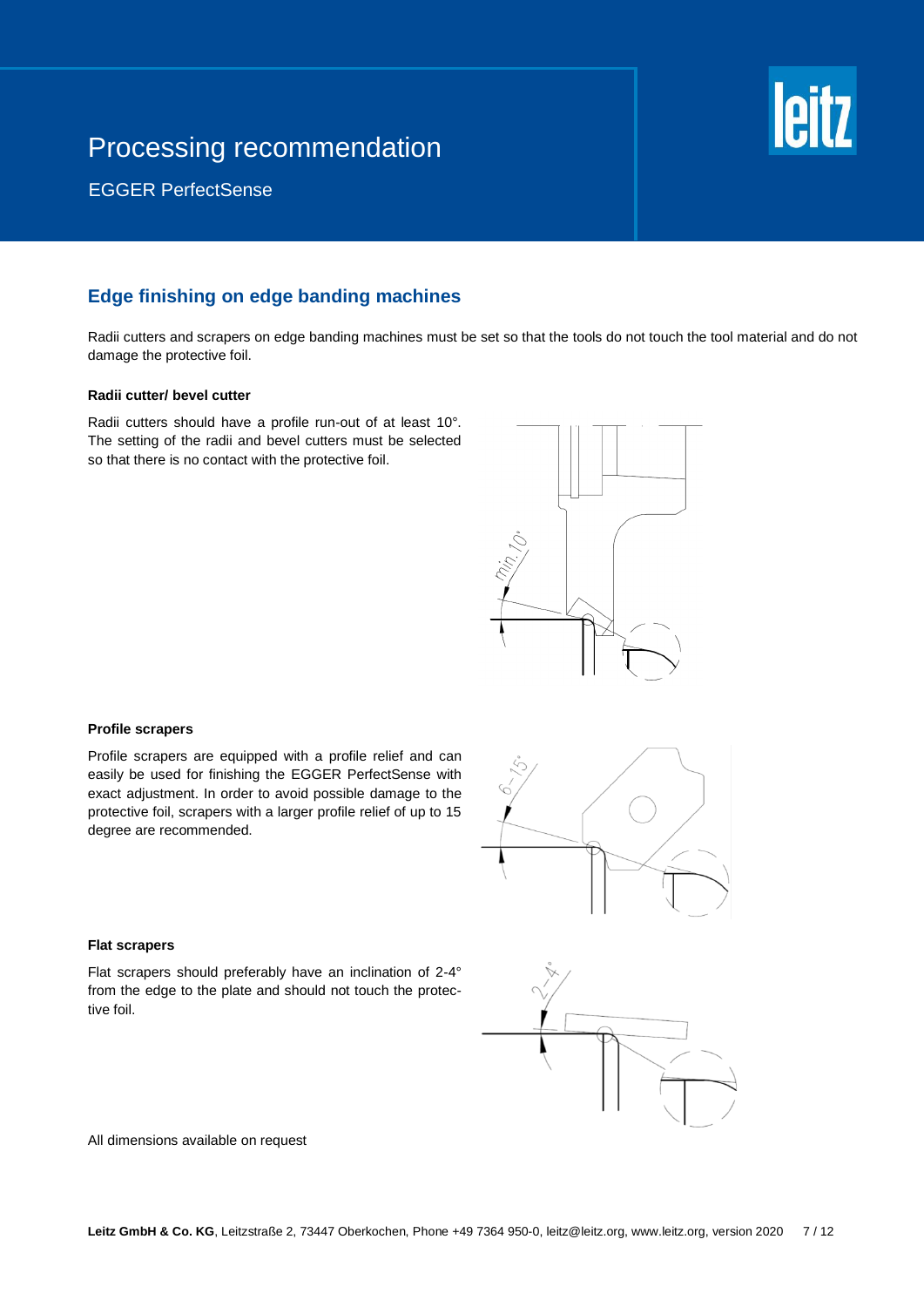# Processing recommendation

EGGER PerfectSense

## Edge finishing on edge banding machines

Radii cutters and scrapers on edge banding machines must be set so that the tools do not touch the tool material and do not damage the protective foil.

### Radii cutter/ bevel cutter

Radii cutters should have a profile run-out of at least 10°. The setting of the radii and bevel cutters must be selected so that there is no contact with the protective foil.

### Profile scrapers

Profile scrapers are equipped with a profile relief and can easily be used for finishing the EGGER PerfectSense with exact adjustment. In order to avoid possible damage to the protective foil, scrapers with a larger profile relief of up to 15 degree are recommended.

### Flat scrapers

Flat scrapers should preferably have an inclination of 2-4° from the edge to the plate and should not touch the protective foil.

All dimensions available on request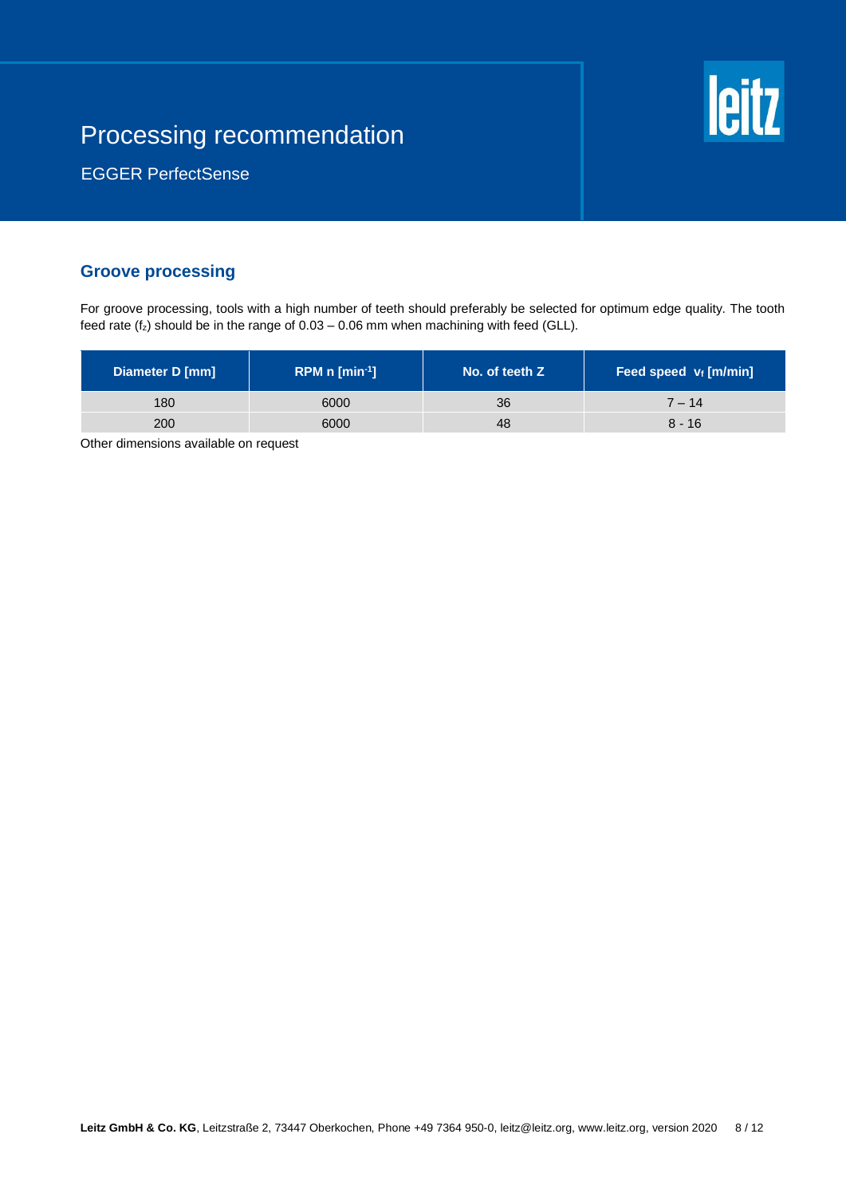# Processing recommendation

EGGER PerfectSense

## Groove processing

For groove processing, tools with a high number of teeth should preferably be selected for optimum edge quality. The tooth feed rate ($f_z$) should be in the range of 0.03 – 0.06 mm when machining with feed (GLL).

| Diameter D [mm] | RPM n [min$^{-1}$] | No. of teeth Z | Feed speed $v_f$ [m/min] |
|---|---|---|---|
| 180 | 6000 | 36 | 7 – 14 |
| 200 | 6000 | 48 | 8 - 16 |

Other dimensions available on request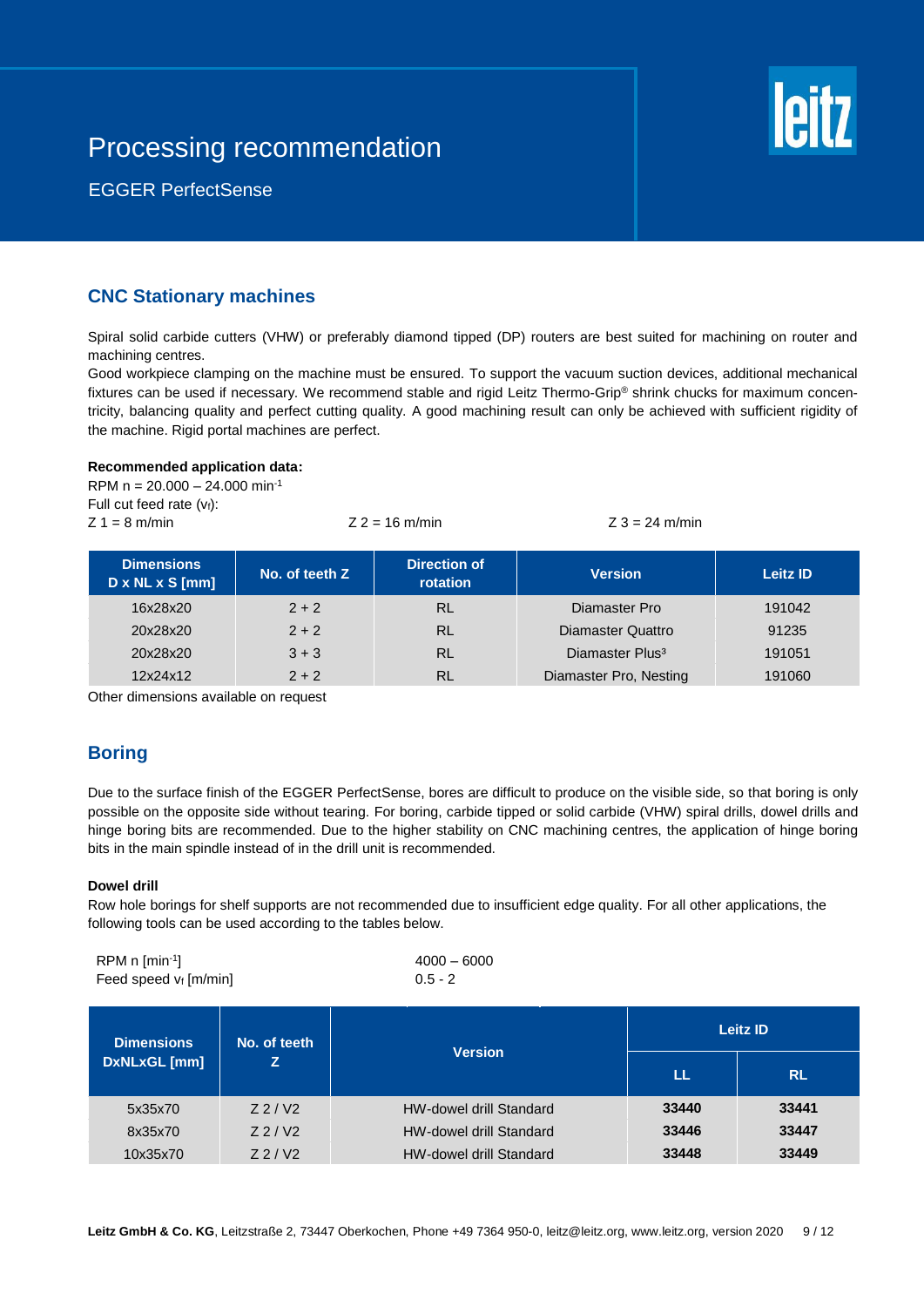# Processing recommendation

EGGER PerfectSense

## CNC Stationary machines

Spiral solid carbide cutters (VHW) or preferably diamond tipped (DP) routers are best suited for machining on router and machining centres.
Good workpiece clamping on the machine must be ensured. To support the vacuum suction devices, additional mechanical fixtures can be used if necessary. We recommend stable and rigid Leitz Thermo-Grip® shrink chucks for maximum concentricity, balancing quality and perfect cutting quality. A good machining result can only be achieved with sufficient rigidity of the machine. Rigid portal machines are perfect.

**Recommended application data:**
RPM n = 20.000 – 24.000 $min^{-1}$
Full cut feed rate ($v_f$):
Z 1 = 8 m/min Z 2 = 16 m/min Z 3 = 24 m/min

| Dimensions D x NL x S [mm] | No. of teeth Z | Direction of rotation | Version | Leitz ID |
|---|---|---|---|---|
| 16x28x20 | 2 + 2 | RL | Diamaster Pro | 191042 |
| 20x28x20 | 2 + 2 | RL | Diamaster Quattro | 91235 |
| 20x28x20 | 3 + 3 | RL | Diamaster Plus³ | 191051 |
| 12x24x12 | 2 + 2 | RL | Diamaster Pro, Nesting | 191060 |

Other dimensions available on request

## Boring

Due to the surface finish of the EGGER PerfectSense, bores are difficult to produce on the visible side, so that boring is only possible on the opposite side without tearing. For boring, carbide tipped or solid carbide (VHW) spiral drills, dowel drills and hinge boring bits are recommended. Due to the higher stability on CNC machining centres, the application of hinge boring bits in the main spindle instead of in the drill unit is recommended.

### Dowel drill

Row hole borings for shelf supports are not recommended due to insufficient edge quality. For all other applications, the following tools can be used according to the tables below.

| | |
|---|---|
| RPM n [$min^{-1}$] | 4000 – 6000 |
| Feed speed $v_f$ [m/min] | 0.5 - 2 |

| Dimensions DxNLxGL [mm] | No. of teeth Z | Version | Leitz ID | |
|---|---|---|---|---|
| | | | LL | RL |
| 5x35x70 | Z 2 / V2 | HW-dowel drill Standard | **33440** | **33441** |
| 8x35x70 | Z 2 / V2 | HW-dowel drill Standard | **33446** | **33447** |
| 10x35x70 | Z 2 / V2 | HW-dowel drill Standard | **33448** | **33449** |

**Leitz GmbH & Co. KG**, Leitzstraße 2, 73447 Oberkochen, Phone +49 7364 950-0, leitz@leitz.org, www.leitz.org, version 2020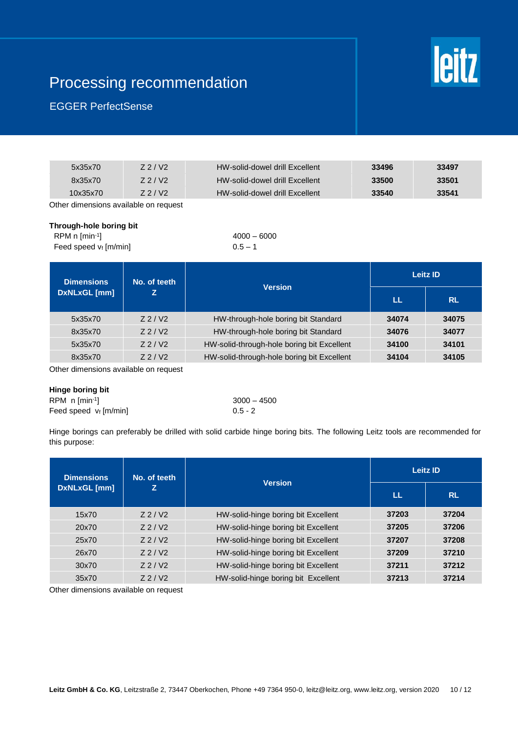# Processing recommendation

## EGGER PerfectSense

| | | | | |
|---|---|---|---|---|
| 5x35x70 | Z 2 / V2 | HW-solid-dowel drill Excellent | **33496** | **33497** |
| 8x35x70 | Z 2 / V2 | HW-solid-dowel drill Excellent | **33500** | **33501** |
| 10x35x70 | Z 2 / V2 | HW-solid-dowel drill Excellent | **33540** | **33541** |

Other dimensions available on request

**Through-hole boring bit**

| | |
|---|---|
| RPM n [min$^{-1}$] | 4000 – 6000 |
| Feed speed $v_f$ [m/min] | 0.5 – 1 |

| Dimensions DxNLxGL [mm] | No. of teeth Z | Version | Leitz ID | |
|---|---|---|---|---|
| | | | LL | RL |
| 5x35x70 | Z 2 / V2 | HW-through-hole boring bit Standard | **34074** | **34075** |
| 8x35x70 | Z 2 / V2 | HW-through-hole boring bit Standard | **34076** | **34077** |
| 5x35x70 | Z 2 / V2 | HW-solid-through-hole boring bit Excellent | **34100** | **34101** |
| 8x35x70 | Z 2 / V2 | HW-solid-through-hole boring bit Excellent | **34104** | **34105** |

Other dimensions available on request

**Hinge boring bit**

| | |
|---|---|
| RPM n [min$^{-1}$] | 3000 – 4500 |
| Feed speed $v_f$ [m/min] | 0.5 - 2 |

Hinge borings can preferably be drilled with solid carbide hinge boring bits. The following Leitz tools are recommended for this purpose:

| Dimensions DxNLxGL [mm] | No. of teeth Z | Version | Leitz ID | |
|---|---|---|---|---|
| | | | LL | RL |
| 15x70 | Z 2 / V2 | HW-solid-hinge boring bit Excellent | **37203** | **37204** |
| 20x70 | Z 2 / V2 | HW-solid-hinge boring bit Excellent | **37205** | **37206** |
| 25x70 | Z 2 / V2 | HW-solid-hinge boring bit Excellent | **37207** | **37208** |
| 26x70 | Z 2 / V2 | HW-solid-hinge boring bit Excellent | **37209** | **37210** |
| 30x70 | Z 2 / V2 | HW-solid-hinge boring bit Excellent | **37211** | **37212** |
| 35x70 | Z 2 / V2 | HW-solid-hinge boring bit Excellent | **37213** | **37214** |

Other dimensions available on request

**Leitz GmbH & Co. KG**, Leitzstraße 2, 73447 Oberkochen, Phone +49 7364 950-0, leitz@leitz.org, www.leitz.org, version 2020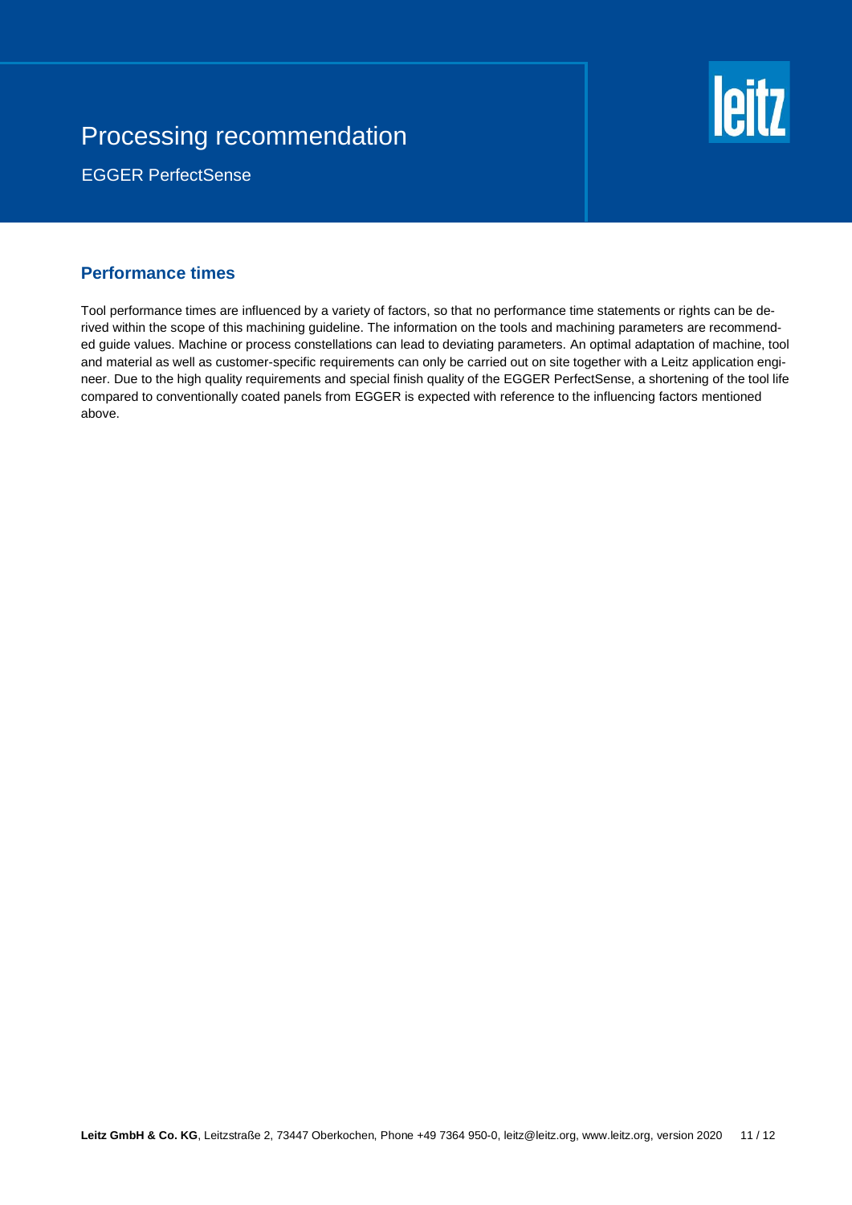## Performance times

Tool performance times are influenced by a variety of factors, so that no performance time statements or rights can be derived within the scope of this machining guideline. The information on the tools and machining parameters are recommended guide values. Machine or process constellations can lead to deviating parameters. An optimal adaptation of machine, tool and material as well as customer-specific requirements can only be carried out on site together with a Leitz application engineer. Due to the high quality requirements and special finish quality of the EGGER PerfectSense, a shortening of the tool life compared to conventionally coated panels from EGGER is expected with reference to the influencing factors mentioned above.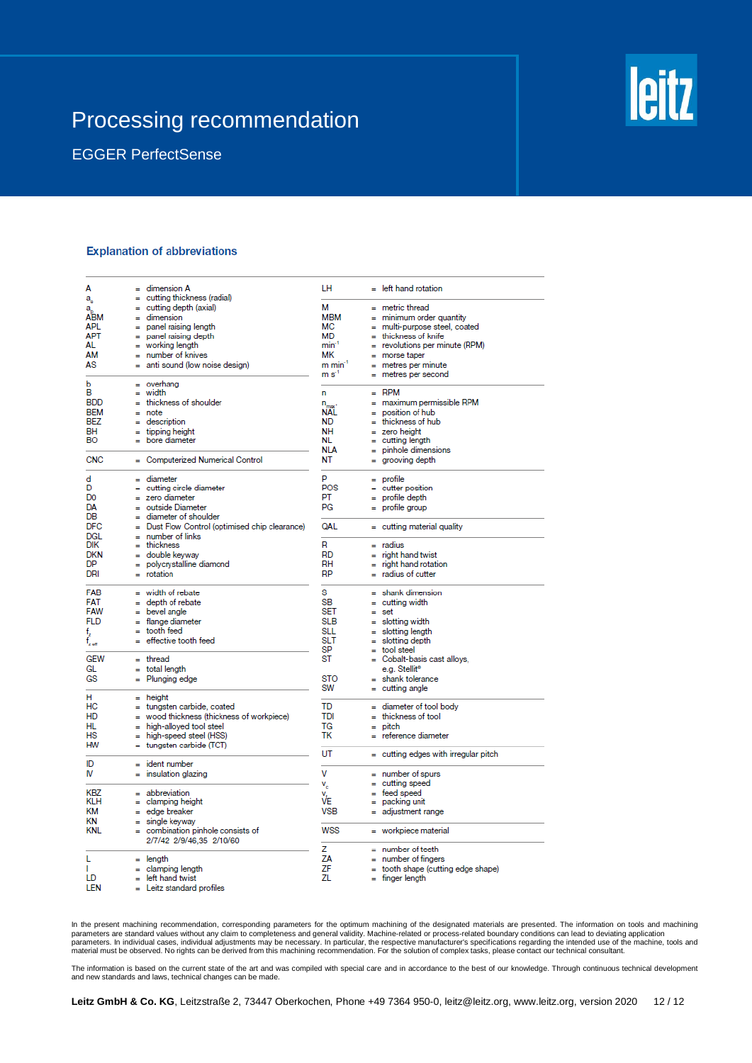# Processing recommendation

EGGER PerfectSense

## Explanation of abbreviations

| | | |
|---|---|---|
| A | = | dimension A |
| $a_e$ | = | cutting thickness (radial) |
| $a_p$ | = | cutting depth (axial) |
| ABM | = | dimension |
| APL | = | panel raising length |
| APT | = | panel raising depth |
| AL | = | working length |
| AM | = | number of knives |
| AS | = | anti sound (low noise design) |
| b | = | overhang |
| B | = | width |
| BDD | = | thickness of shoulder |
| BEM | = | note |
| BEZ | = | description |
| BH | = | tipping height |
| BO | = | bore diameter |
| CNC | = | Computerized Numerical Control |
| d | = | diameter |
| D | = | cutting circle diameter |
| D0 | = | zero diameter |
| DA | = | outside Diameter |
| DB | = | diameter of shoulder |
| DFC | = | Dust Flow Control (optimised chip clearance) |
| DGL | = | number of links |
| DIK | = | thickness |
| DKN | = | double keyway |
| DP | = | polycrystalline diamond |
| DRI | = | rotation |
| FAB | = | width of rebate |
| FAT | = | depth of rebate |
| FAW | = | bevel angle |
| FLD | = | flange diameter |
| $f_z$ | = | tooth feed |
| $f_{z\ eff}$ | = | effective tooth feed |
| GEW | = | thread |
| GL | = | total length |
| GS | = | Plunging edge |
| H | = | height |
| HC | = | tungsten carbide, coated |
| HD | = | wood thickness (thickness of workpiece) |
| HL | = | high-alloyed tool steel |
| HS | = | high-speed steel (HSS) |
| HW | = | tungsten carbide (TCT) |
| ID | = | ident number |
| IV | = | insulation glazing |
| KBZ | = | abbreviation |
| KLH | = | clamping height |
| KM | = | edge breaker |
| KN | = | single keyway |
| KNL | = | combination pinhole consists of 2/7/42 2/9/46,35 2/10/60 |
| L | = | length |
| l | = | clamping length |
| LD | = | left hand twist |
| LEN | = | Leitz standard profiles |
| LH | = | left hand rotation |
| M | = | metric thread |
| MBM | = | minimum order quantity |
| MC | = | multi-purpose steel, coated |
| MD | = | thickness of knife |
| $min^{-1}$ | = | revolutions per minute (RPM) |
| MK | = | morse taper |
| $m\ min^{-1}$ | = | metres per minute |
| $m\ s^{-1}$ | = | metres per second |
| n | = | RPM |
| $n_{max.}$ | = | maximum permissible RPM |
| NAL | = | position of hub |
| ND | = | thickness of hub |
| NH | = | zero height |
| NL | = | cutting length |
| NLA | = | pinhole dimensions |
| NT | = | grooving depth |
| P | = | profile |
| POS | = | cutter position |
| PT | = | profile depth |
| PG | = | profile group |
| QAL | = | cutting material quality |
| R | = | radius |
| RD | = | right hand twist |
| RH | = | right hand rotation |
| RP | = | radius of cutter |
| S | = | shank dimension |
| SB | = | cutting width |
| SET | = | set |
| SLB | = | slotting width |
| SLL | = | slotting length |
| SLT | = | slotting depth |
| SP | = | tool steel |
| ST | = | Cobalt-basis cast alloys, e.g. Stellit® |
| STO | = | shank tolerance |
| SW | = | cutting angle |
| TD | = | diameter of tool body |
| TDI | = | thickness of tool |
| TG | = | pitch |
| TK | = | reference diameter |
| UT | = | cutting edges with irregular pitch |
| V | = | number of spurs |
| $v_c$ | = | cutting speed |
| $v_f$ | = | feed speed |
| VE | = | packing unit |
| VSB | = | adjustment range |
| WSS | = | workpiece material |
| Z | = | number of teeth |
| ZA | = | number of fingers |
| ZF | = | tooth shape (cutting edge shape) |
| ZL | = | finger length |

In the present machining recommendation, corresponding parameters for the optimum machining of the designated materials are presented. The information on tools and machining parameters are standard values without any claim to completeness and general validity. Machine-related or process-related boundary conditions can lead to deviating application parameters. In individual cases, individual adjustments may be necessary. In particular, the respective manufacturer's specifications regarding the intended use of the machine, tools and material must be observed. No rights can be derived from this machining recommendation. For the solution of complex tasks, please contact our technical consultant.

The information is based on the current state of the art and was compiled with special care and in accordance to the best of our knowledge. Through continuous technical development and new standards and laws, technical changes can be made.

**Leitz GmbH & Co. KG**, Leitzstraße 2, 73447 Oberkochen, Phone +49 7364 950-0, leitz@leitz.org, www.leitz.org, version 2020